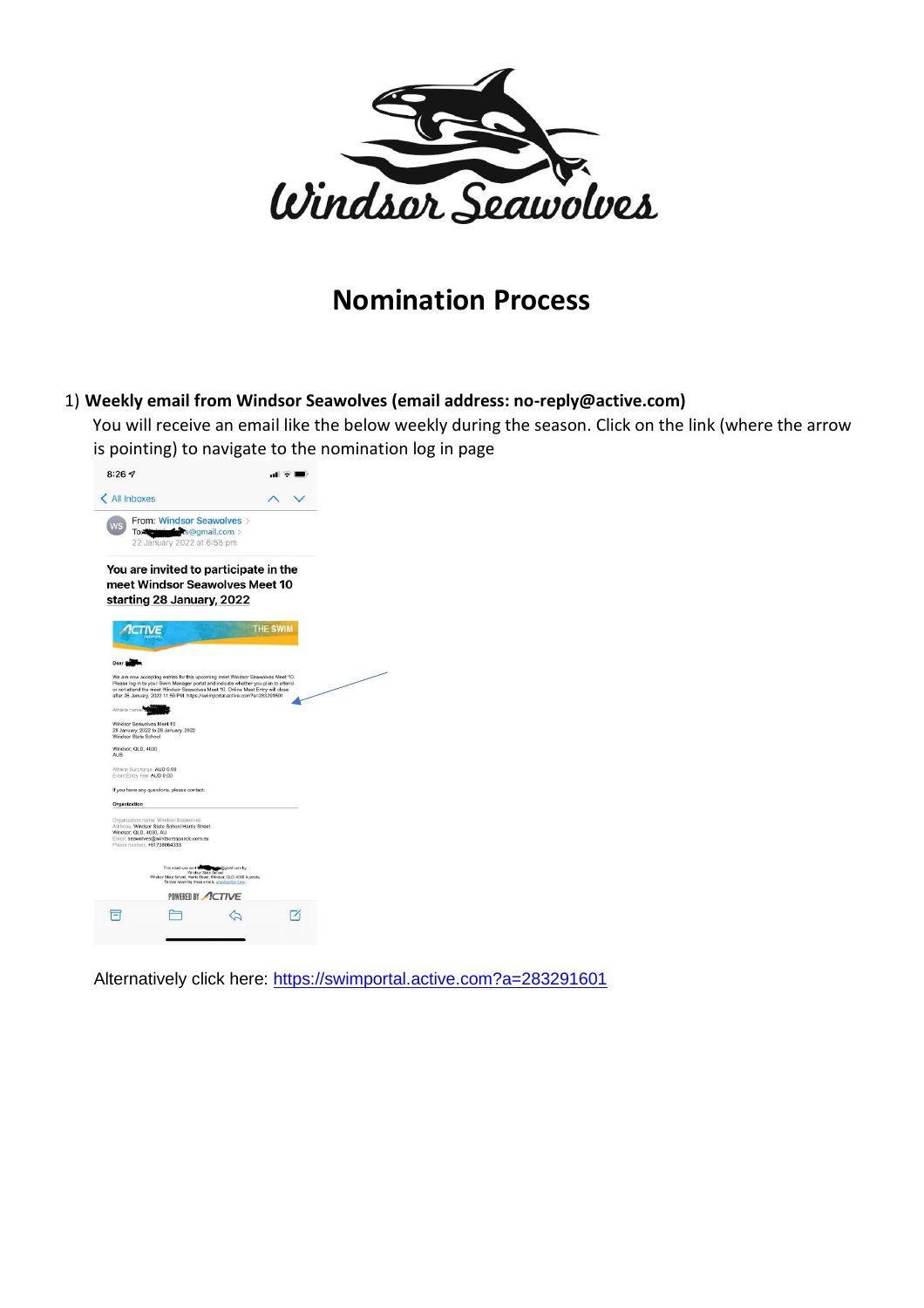# Nomination Process

1) **Weekly email from Windsor Seawolves (email address: no-reply@active.com)**

   You will receive an email like the below weekly during the season. Click on the link (where the arrow is pointing) to navigate to the nomination log in page

   Alternatively click here: https://swimportal.active.com?a=283291601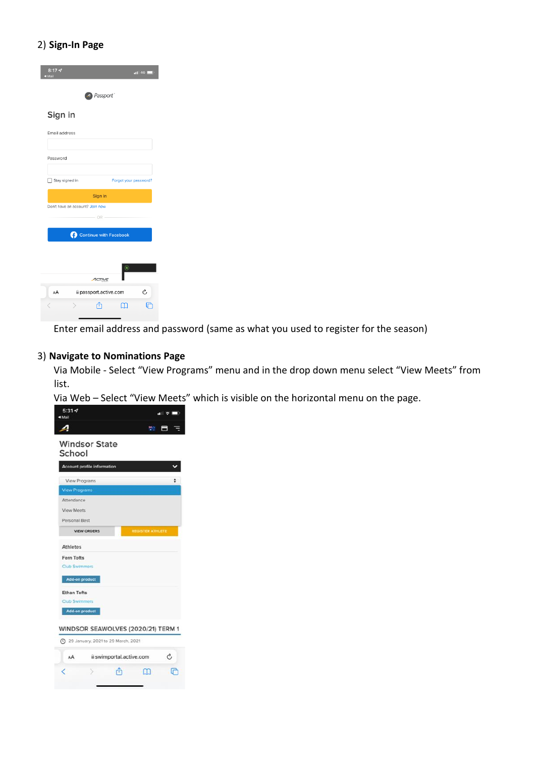2) **Sign-In Page**

Enter email address and password (same as what you used to register for the season)

3) **Navigate to Nominations Page**

Via Mobile - Select “View Programs” menu and in the drop down menu select “View Meets” from list.

Via Web – Select “View Meets” which is visible on the horizontal menu on the page.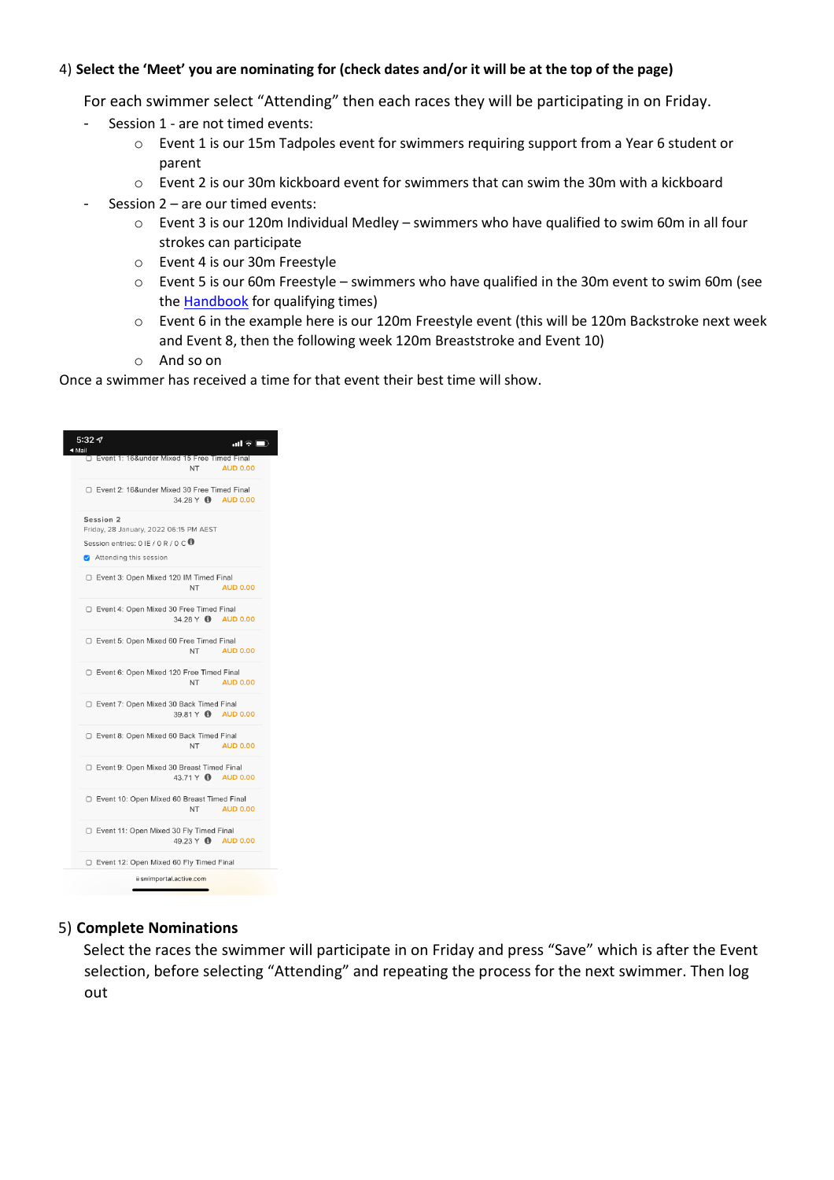4) **Select the 'Meet' you are nominating for (check dates and/or it will be at the top of the page)**

For each swimmer select "Attending" then each races they will be participating in on Friday.

- Session 1 - are not timed events:
  - Event 1 is our 15m Tadpoles event for swimmers requiring support from a Year 6 student or parent
  - Event 2 is our 30m kickboard event for swimmers that can swim the 30m with a kickboard
- Session 2 – are our timed events:
  - Event 3 is our 120m Individual Medley – swimmers who have qualified to swim 60m in all four strokes can participate
  - Event 4 is our 30m Freestyle
  - Event 5 is our 60m Freestyle – swimmers who have qualified in the 30m event to swim 60m (see the Handbook for qualifying times)
  - Event 6 in the example here is our 120m Freestyle event (this will be 120m Backstroke next week and Event 8, then the following week 120m Breaststroke and Event 10)
  - And so on

Once a swimmer has received a time for that event their best time will show.

5:32
◂ Mail

Event 1: 16&under Mixed 15 Free Timed Final
NT AUD 0.00

Event 2: 16&under Mixed 30 Free Timed Final
34.28 Y AUD 0.00

Session 2
Friday, 28 January, 2022 06:15 PM AEST
Session entries: 0 IE / 0 R / 0 C
Attending this session

Event 3: Open Mixed 120 IM Timed Final
NT AUD 0.00

Event 4: Open Mixed 30 Free Timed Final
34.28 Y AUD 0.00

Event 5: Open Mixed 60 Free Timed Final
NT AUD 0.00

Event 6: Open Mixed 120 Free Timed Final
NT AUD 0.00

Event 7: Open Mixed 30 Back Timed Final
39.81 Y AUD 0.00

Event 8: Open Mixed 60 Back Timed Final
NT AUD 0.00

Event 9: Open Mixed 30 Breast Timed Final
43.71 Y AUD 0.00

Event 10: Open Mixed 60 Breast Timed Final
NT AUD 0.00

Event 11: Open Mixed 30 Fly Timed Final
49.23 Y AUD 0.00

Event 12: Open Mixed 60 Fly Timed Final

swimportal.active.com

5) **Complete Nominations**

Select the races the swimmer will participate in on Friday and press "Save" which is after the Event selection, before selecting "Attending" and repeating the process for the next swimmer. Then log out